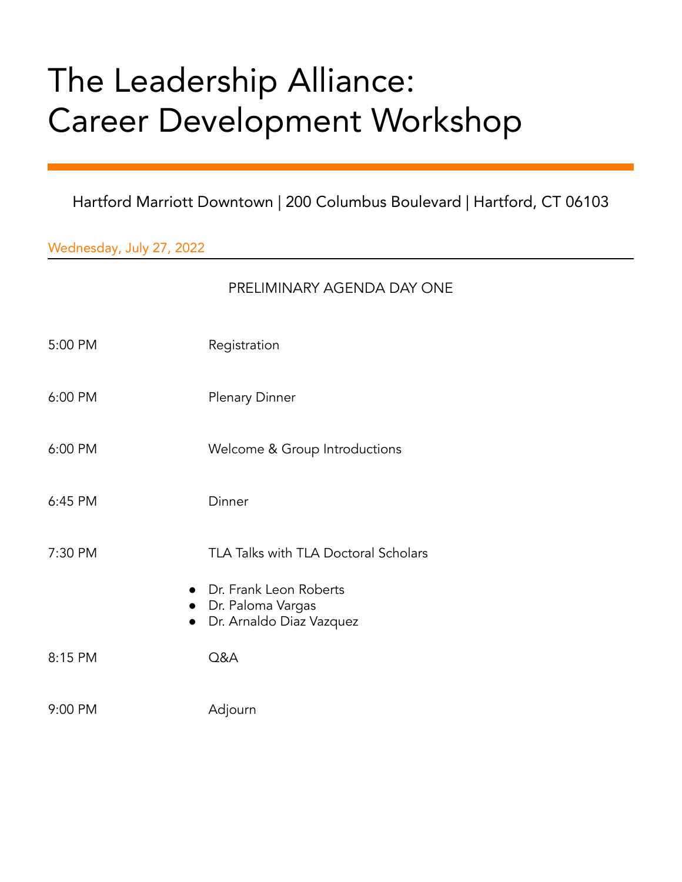# The Leadership Alliance: Career Development Workshop

Hartford Marriott Downtown | 200 Columbus Boulevard | Hartford, CT 06103

Wednesday, July 27, 2022

PRELIMINARY AGENDA DAY ONE

| | |
|---|---|
| 5:00 PM | Registration |
| 6:00 PM | Plenary Dinner |
| 6:00 PM | Welcome & Group Introductions |
| 6:45 PM | Dinner |
| 7:30 PM | TLA Talks with TLA Doctoral Scholars |

- Dr. Frank Leon Roberts
- Dr. Paloma Vargas
- Dr. Arnaldo Diaz Vazquez

| | |
|---|---|
| 8:15 PM | Q&A |
| 9:00 PM | Adjourn |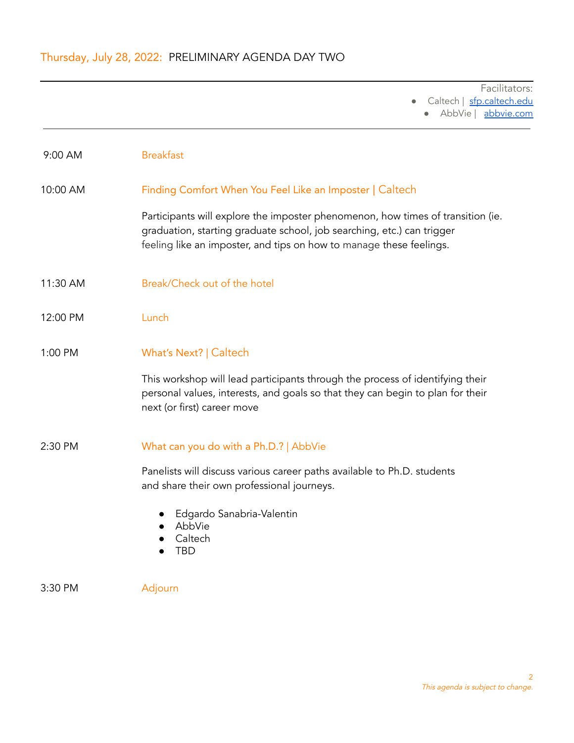## Thursday, July 28, 2022: PRELIMINARY AGENDA DAY TWO

Facilitators:

- Caltech | [sfp.caltech.edu](http://sfp.caltech.edu)
- AbbVie | [abbvie.com](http://abbvie.com)

---

**9:00 AM** — Breakfast

**10:00 AM** — Finding Comfort When You Feel Like an Imposter | Caltech

Participants will explore the imposter phenomenon, how times of transition (ie. graduation, starting graduate school, job searching, etc.) can trigger feeling like an imposter, and tips on how to manage these feelings.

**11:30 AM** — Break/Check out of the hotel

**12:00 PM** — Lunch

**1:00 PM** — What's Next? | Caltech

This workshop will lead participants through the process of identifying their personal values, interests, and goals so that they can begin to plan for their next (or first) career move

**2:30 PM** — What can you do with a Ph.D.? | AbbVie

Panelists will discuss various career paths available to Ph.D. students and share their own professional journeys.

- Edgardo Sanabria-Valentin
- AbbVie
- Caltech
- TBD

**3:30 PM** — Adjourn

*This agenda is subject to change.*